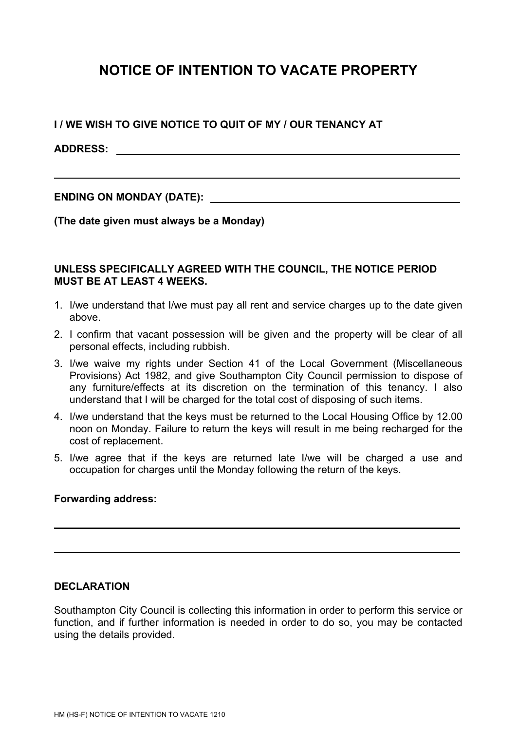# NOTICE OF INTENTION TO VACATE PROPERTY

**I / WE WISH TO GIVE NOTICE TO QUIT OF MY / OUR TENANCY AT**

**ADDRESS:** ____________________________________________________________

______________________________________________________________________

**ENDING ON MONDAY (DATE):** ____________________________________________

**(The date given must always be a Monday)**

**UNLESS SPECIFICALLY AGREED WITH THE COUNCIL, THE NOTICE PERIOD MUST BE AT LEAST 4 WEEKS.**

1. I/we understand that I/we must pay all rent and service charges up to the date given above.
2. I confirm that vacant possession will be given and the property will be clear of all personal effects, including rubbish.
3. I/we waive my rights under Section 41 of the Local Government (Miscellaneous Provisions) Act 1982, and give Southampton City Council permission to dispose of any furniture/effects at its discretion on the termination of this tenancy. I also understand that I will be charged for the total cost of disposing of such items.
4. I/we understand that the keys must be returned to the Local Housing Office by 12.00 noon on Monday. Failure to return the keys will result in me being recharged for the cost of replacement.
5. I/we agree that if the keys are returned late I/we will be charged a use and occupation for charges until the Monday following the return of the keys.

**Forwarding address:**

______________________________________________________________________

______________________________________________________________________

**DECLARATION**

Southampton City Council is collecting this information in order to perform this service or function, and if further information is needed in order to do so, you may be contacted using the details provided.

HM (HS-F) NOTICE OF INTENTION TO VACATE 1210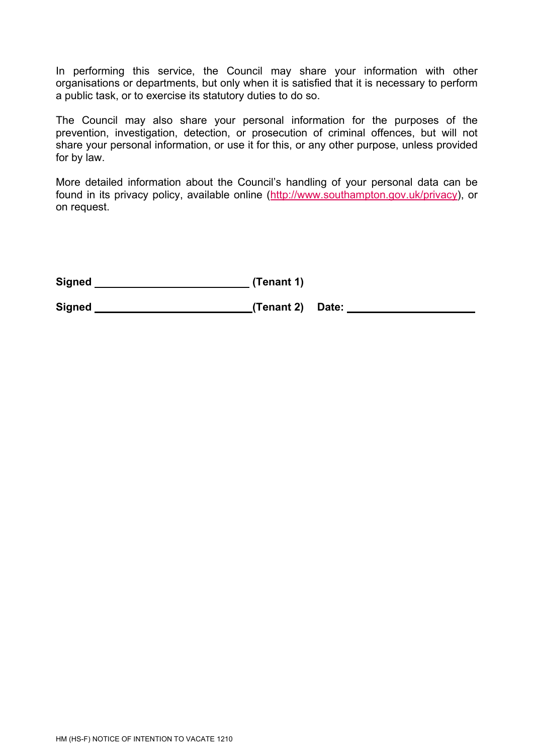In performing this service, the Council may share your information with other organisations or departments, but only when it is satisfied that it is necessary to perform a public task, or to exercise its statutory duties to do so.

The Council may also share your personal information for the purposes of the prevention, investigation, detection, or prosecution of criminal offences, but will not share your personal information, or use it for this, or any other purpose, unless provided for by law.

More detailed information about the Council's handling of your personal data can be found in its privacy policy, available online (http://www.southampton.gov.uk/privacy), or on request.

**Signed** ___________________________ **(Tenant 1)**

**Signed** ___________________________ **(Tenant 2)** **Date:** ______________________

HM (HS-F) NOTICE OF INTENTION TO VACATE 1210